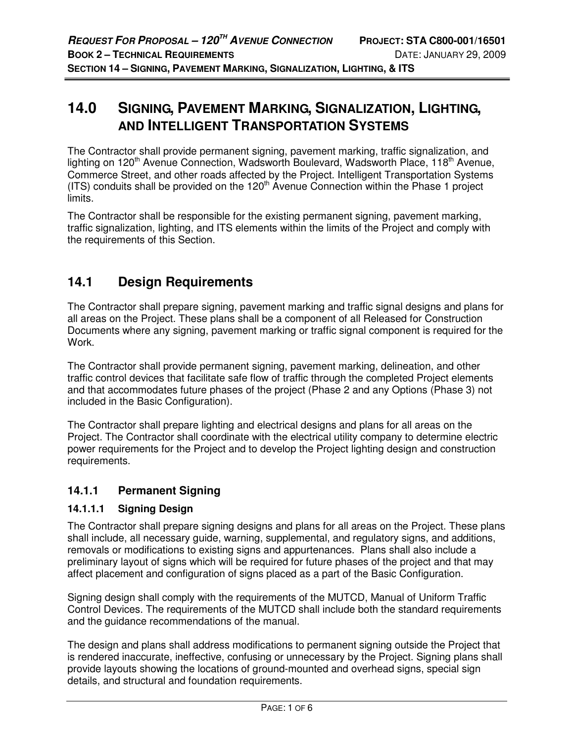# 14.0 Signing, Pavement Marking, Signalization, Lighting, and Intelligent Transportation Systems

The Contractor shall provide permanent signing, pavement marking, traffic signalization, and lighting on 120th Avenue Connection, Wadsworth Boulevard, Wadsworth Place, 118th Avenue, Commerce Street, and other roads affected by the Project. Intelligent Transportation Systems (ITS) conduits shall be provided on the 120th Avenue Connection within the Phase 1 project limits.

The Contractor shall be responsible for the existing permanent signing, pavement marking, traffic signalization, lighting, and ITS elements within the limits of the Project and comply with the requirements of this Section.

## 14.1 Design Requirements

The Contractor shall prepare signing, pavement marking and traffic signal designs and plans for all areas on the Project. These plans shall be a component of all Released for Construction Documents where any signing, pavement marking or traffic signal component is required for the Work.

The Contractor shall provide permanent signing, pavement marking, delineation, and other traffic control devices that facilitate safe flow of traffic through the completed Project elements and that accommodates future phases of the project (Phase 2 and any Options (Phase 3) not included in the Basic Configuration).

The Contractor shall prepare lighting and electrical designs and plans for all areas on the Project. The Contractor shall coordinate with the electrical utility company to determine electric power requirements for the Project and to develop the Project lighting design and construction requirements.

### 14.1.1 Permanent Signing

#### 14.1.1.1 Signing Design

The Contractor shall prepare signing designs and plans for all areas on the Project. These plans shall include, all necessary guide, warning, supplemental, and regulatory signs, and additions, removals or modifications to existing signs and appurtenances. Plans shall also include a preliminary layout of signs which will be required for future phases of the project and that may affect placement and configuration of signs placed as a part of the Basic Configuration.

Signing design shall comply with the requirements of the MUTCD, Manual of Uniform Traffic Control Devices. The requirements of the MUTCD shall include both the standard requirements and the guidance recommendations of the manual.

The design and plans shall address modifications to permanent signing outside the Project that is rendered inaccurate, ineffective, confusing or unnecessary by the Project. Signing plans shall provide layouts showing the locations of ground-mounted and overhead signs, special sign details, and structural and foundation requirements.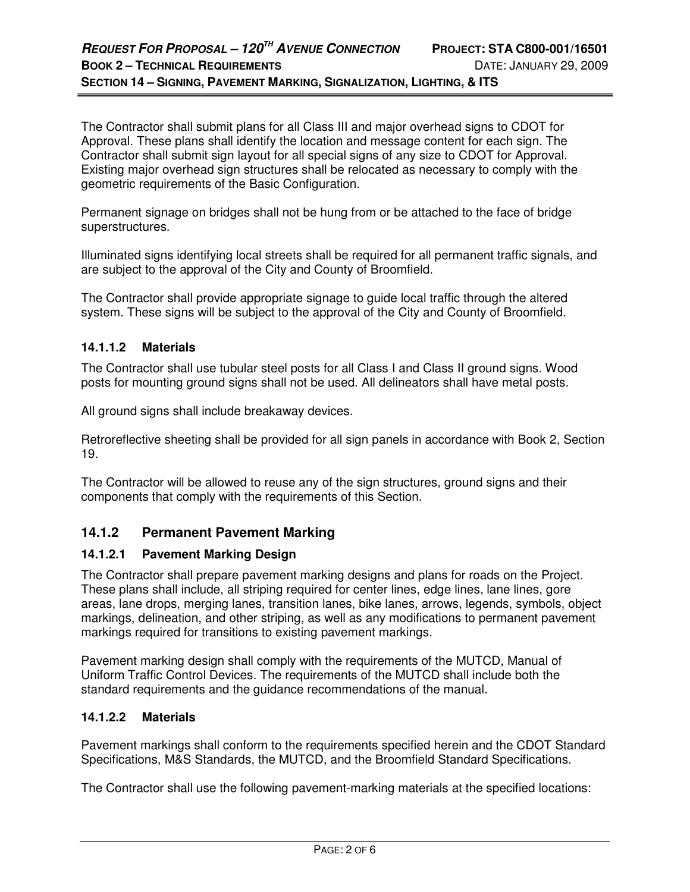The Contractor shall submit plans for all Class III and major overhead signs to CDOT for Approval. These plans shall identify the location and message content for each sign. The Contractor shall submit sign layout for all special signs of any size to CDOT for Approval. Existing major overhead sign structures shall be relocated as necessary to comply with the geometric requirements of the Basic Configuration.

Permanent signage on bridges shall not be hung from or be attached to the face of bridge superstructures.

Illuminated signs identifying local streets shall be required for all permanent traffic signals, and are subject to the approval of the City and County of Broomfield.

The Contractor shall provide appropriate signage to guide local traffic through the altered system. These signs will be subject to the approval of the City and County of Broomfield.

#### 14.1.1.2 Materials

The Contractor shall use tubular steel posts for all Class I and Class II ground signs. Wood posts for mounting ground signs shall not be used. All delineators shall have metal posts.

All ground signs shall include breakaway devices.

Retroreflective sheeting shall be provided for all sign panels in accordance with Book 2, Section 19.

The Contractor will be allowed to reuse any of the sign structures, ground signs and their components that comply with the requirements of this Section.

### 14.1.2 Permanent Pavement Marking

#### 14.1.2.1 Pavement Marking Design

The Contractor shall prepare pavement marking designs and plans for roads on the Project. These plans shall include, all striping required for center lines, edge lines, lane lines, gore areas, lane drops, merging lanes, transition lanes, bike lanes, arrows, legends, symbols, object markings, delineation, and other striping, as well as any modifications to permanent pavement markings required for transitions to existing pavement markings.

Pavement marking design shall comply with the requirements of the MUTCD, Manual of Uniform Traffic Control Devices. The requirements of the MUTCD shall include both the standard requirements and the guidance recommendations of the manual.

#### 14.1.2.2 Materials

Pavement markings shall conform to the requirements specified herein and the CDOT Standard Specifications, M&S Standards, the MUTCD, and the Broomfield Standard Specifications.

The Contractor shall use the following pavement-marking materials at the specified locations: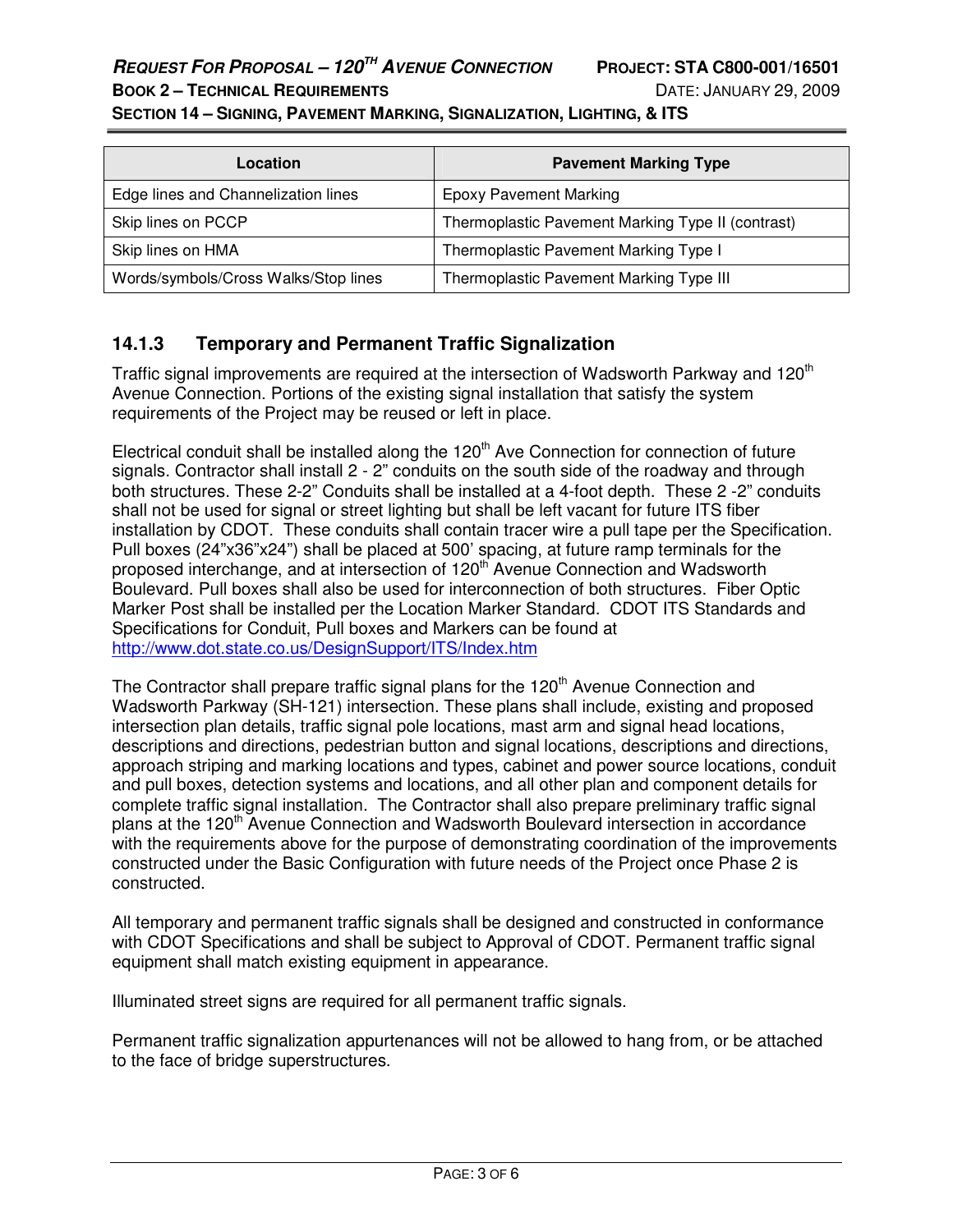| Location | Pavement Marking Type |
|---|---|
| Edge lines and Channelization lines | Epoxy Pavement Marking |
| Skip lines on PCCP | Thermoplastic Pavement Marking Type II (contrast) |
| Skip lines on HMA | Thermoplastic Pavement Marking Type I |
| Words/symbols/Cross Walks/Stop lines | Thermoplastic Pavement Marking Type III |

### 14.1.3 Temporary and Permanent Traffic Signalization

Traffic signal improvements are required at the intersection of Wadsworth Parkway and 120th Avenue Connection. Portions of the existing signal installation that satisfy the system requirements of the Project may be reused or left in place.

Electrical conduit shall be installed along the 120th Ave Connection for connection of future signals. Contractor shall install 2 - 2" conduits on the south side of the roadway and through both structures. These 2-2" Conduits shall be installed at a 4-foot depth. These 2 -2" conduits shall not be used for signal or street lighting but shall be left vacant for future ITS fiber installation by CDOT. These conduits shall contain tracer wire a pull tape per the Specification. Pull boxes (24"x36"x24") shall be placed at 500' spacing, at future ramp terminals for the proposed interchange, and at intersection of 120th Avenue Connection and Wadsworth Boulevard. Pull boxes shall also be used for interconnection of both structures. Fiber Optic Marker Post shall be installed per the Location Marker Standard. CDOT ITS Standards and Specifications for Conduit, Pull boxes and Markers can be found at http://www.dot.state.co.us/DesignSupport/ITS/Index.htm

The Contractor shall prepare traffic signal plans for the 120th Avenue Connection and Wadsworth Parkway (SH-121) intersection. These plans shall include, existing and proposed intersection plan details, traffic signal pole locations, mast arm and signal head locations, descriptions and directions, pedestrian button and signal locations, descriptions and directions, approach striping and marking locations and types, cabinet and power source locations, conduit and pull boxes, detection systems and locations, and all other plan and component details for complete traffic signal installation. The Contractor shall also prepare preliminary traffic signal plans at the 120th Avenue Connection and Wadsworth Boulevard intersection in accordance with the requirements above for the purpose of demonstrating coordination of the improvements constructed under the Basic Configuration with future needs of the Project once Phase 2 is constructed.

All temporary and permanent traffic signals shall be designed and constructed in conformance with CDOT Specifications and shall be subject to Approval of CDOT. Permanent traffic signal equipment shall match existing equipment in appearance.

Illuminated street signs are required for all permanent traffic signals.

Permanent traffic signalization appurtenances will not be allowed to hang from, or be attached to the face of bridge superstructures.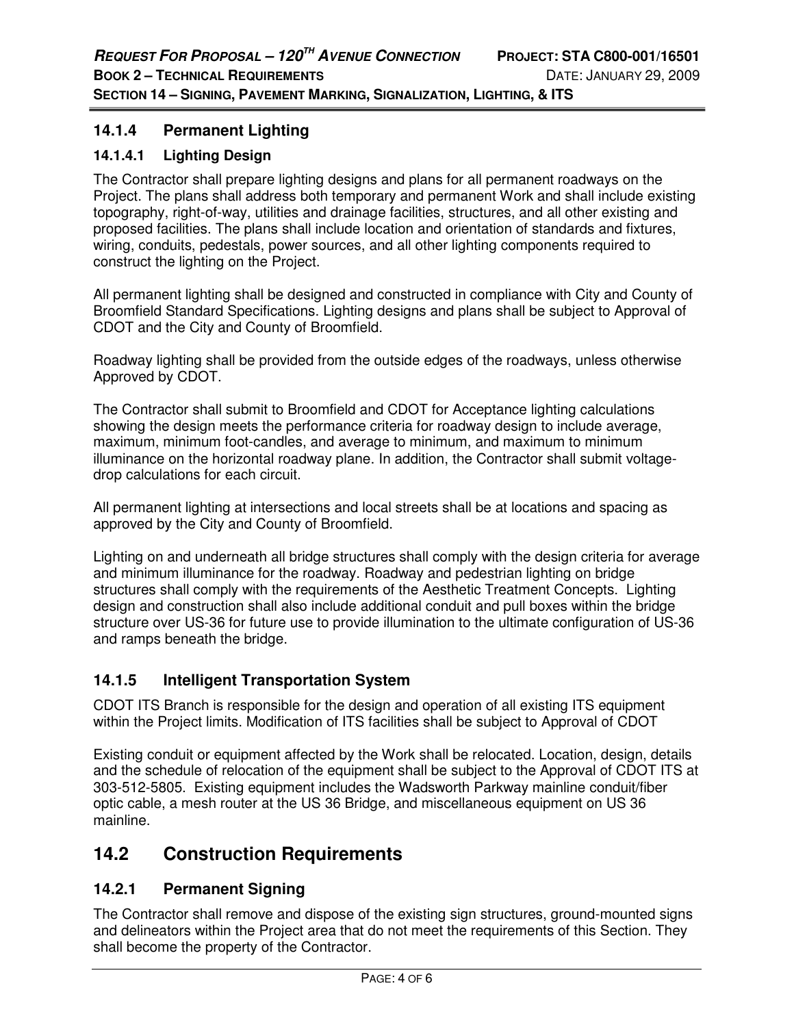### 14.1.4 Permanent Lighting

#### 14.1.4.1 Lighting Design

The Contractor shall prepare lighting designs and plans for all permanent roadways on the Project. The plans shall address both temporary and permanent Work and shall include existing topography, right-of-way, utilities and drainage facilities, structures, and all other existing and proposed facilities. The plans shall include location and orientation of standards and fixtures, wiring, conduits, pedestals, power sources, and all other lighting components required to construct the lighting on the Project.

All permanent lighting shall be designed and constructed in compliance with City and County of Broomfield Standard Specifications. Lighting designs and plans shall be subject to Approval of CDOT and the City and County of Broomfield.

Roadway lighting shall be provided from the outside edges of the roadways, unless otherwise Approved by CDOT.

The Contractor shall submit to Broomfield and CDOT for Acceptance lighting calculations showing the design meets the performance criteria for roadway design to include average, maximum, minimum foot-candles, and average to minimum, and maximum to minimum illuminance on the horizontal roadway plane. In addition, the Contractor shall submit voltage-drop calculations for each circuit.

All permanent lighting at intersections and local streets shall be at locations and spacing as approved by the City and County of Broomfield.

Lighting on and underneath all bridge structures shall comply with the design criteria for average and minimum illuminance for the roadway. Roadway and pedestrian lighting on bridge structures shall comply with the requirements of the Aesthetic Treatment Concepts. Lighting design and construction shall also include additional conduit and pull boxes within the bridge structure over US-36 for future use to provide illumination to the ultimate configuration of US-36 and ramps beneath the bridge.

### 14.1.5 Intelligent Transportation System

CDOT ITS Branch is responsible for the design and operation of all existing ITS equipment within the Project limits. Modification of ITS facilities shall be subject to Approval of CDOT

Existing conduit or equipment affected by the Work shall be relocated. Location, design, details and the schedule of relocation of the equipment shall be subject to the Approval of CDOT ITS at 303-512-5805. Existing equipment includes the Wadsworth Parkway mainline conduit/fiber optic cable, a mesh router at the US 36 Bridge, and miscellaneous equipment on US 36 mainline.

## 14.2 Construction Requirements

### 14.2.1 Permanent Signing

The Contractor shall remove and dispose of the existing sign structures, ground-mounted signs and delineators within the Project area that do not meet the requirements of this Section. They shall become the property of the Contractor.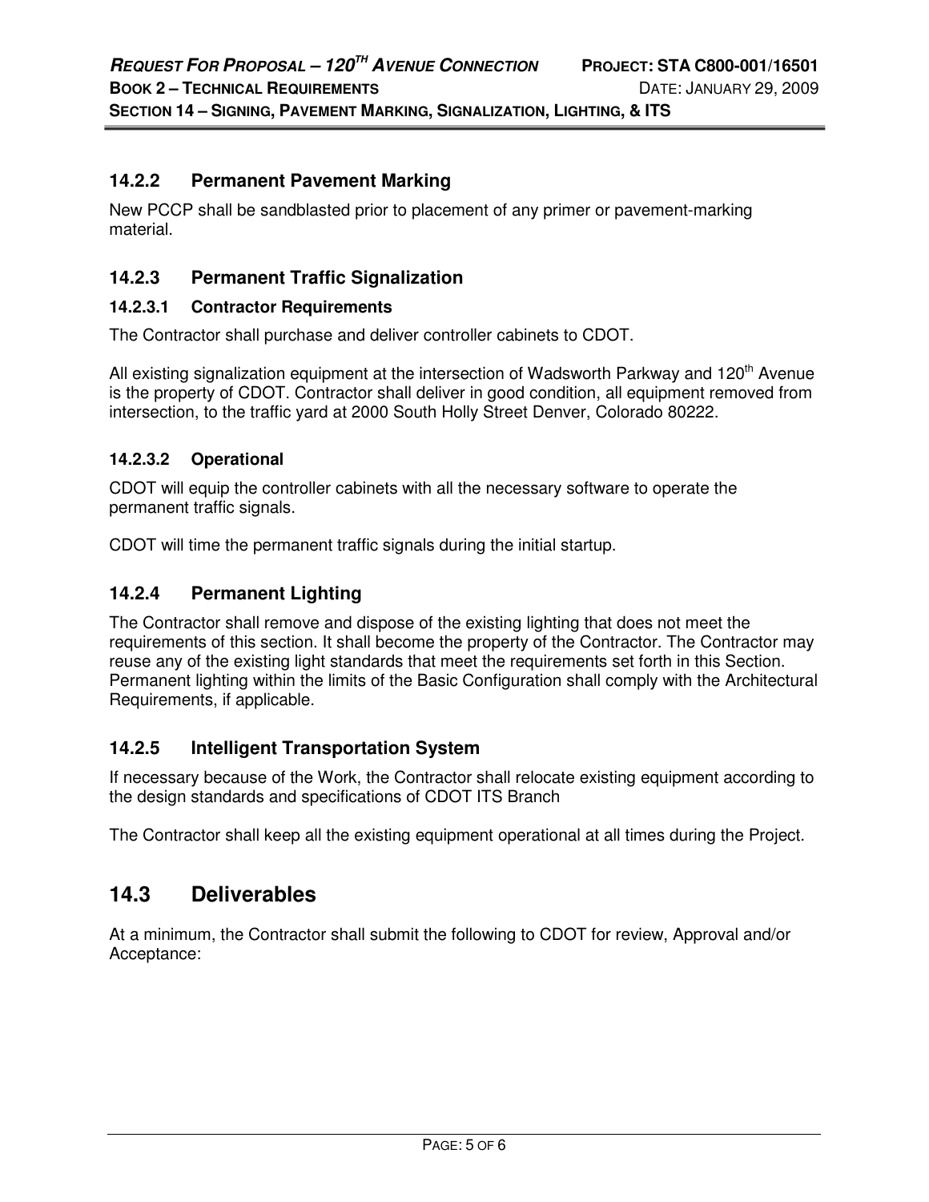### 14.2.2 Permanent Pavement Marking

New PCCP shall be sandblasted prior to placement of any primer or pavement-marking material.

### 14.2.3 Permanent Traffic Signalization

#### 14.2.3.1 Contractor Requirements

The Contractor shall purchase and deliver controller cabinets to CDOT.

All existing signalization equipment at the intersection of Wadsworth Parkway and 120th Avenue is the property of CDOT. Contractor shall deliver in good condition, all equipment removed from intersection, to the traffic yard at 2000 South Holly Street Denver, Colorado 80222.

#### 14.2.3.2 Operational

CDOT will equip the controller cabinets with all the necessary software to operate the permanent traffic signals.

CDOT will time the permanent traffic signals during the initial startup.

### 14.2.4 Permanent Lighting

The Contractor shall remove and dispose of the existing lighting that does not meet the requirements of this section. It shall become the property of the Contractor. The Contractor may reuse any of the existing light standards that meet the requirements set forth in this Section. Permanent lighting within the limits of the Basic Configuration shall comply with the Architectural Requirements, if applicable.

### 14.2.5 Intelligent Transportation System

If necessary because of the Work, the Contractor shall relocate existing equipment according to the design standards and specifications of CDOT ITS Branch

The Contractor shall keep all the existing equipment operational at all times during the Project.

## 14.3 Deliverables

At a minimum, the Contractor shall submit the following to CDOT for review, Approval and/or Acceptance: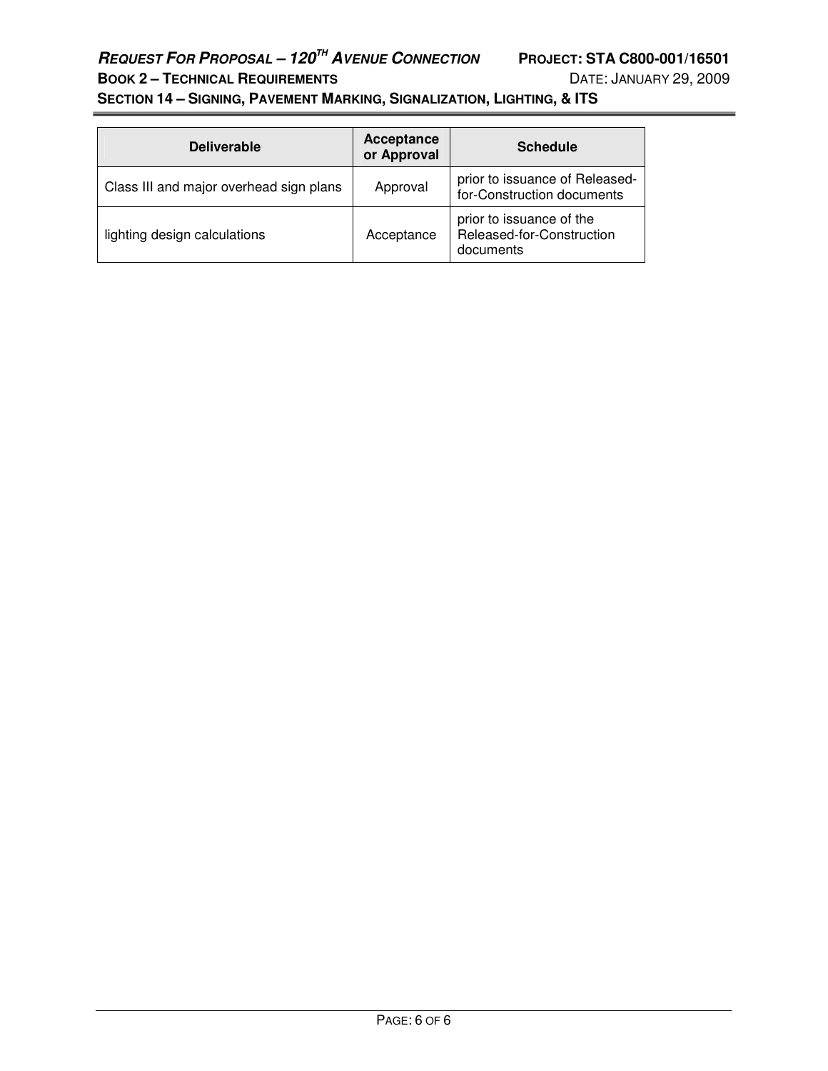| Deliverable | Acceptance or Approval | Schedule |
|---|---|---|
| Class III and major overhead sign plans | Approval | prior to issuance of Released-for-Construction documents |
| lighting design calculations | Acceptance | prior to issuance of the Released-for-Construction documents |